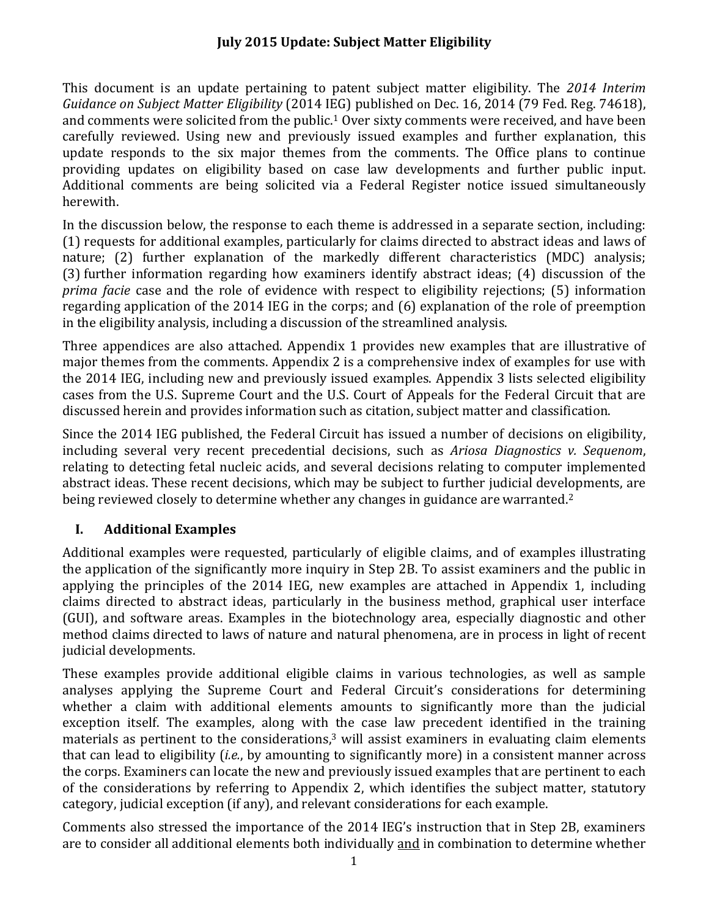# July 2015 Update: Subject Matter Eligibility

This document is an update pertaining to patent subject matter eligibility. The *2014 Interim Guidance on Subject Matter Eligibility* (2014 IEG) published on Dec. 16, 2014 (79 Fed. Reg. 74618), and comments were solicited from the public.[1] Over sixty comments were received, and have been carefully reviewed. Using new and previously issued examples and further explanation, this update responds to the six major themes from the comments. The Office plans to continue providing updates on eligibility based on case law developments and further public input. Additional comments are being solicited via a Federal Register notice issued simultaneously herewith.

In the discussion below, the response to each theme is addressed in a separate section, including: (1) requests for additional examples, particularly for claims directed to abstract ideas and laws of nature; (2) further explanation of the markedly different characteristics (MDC) analysis; (3) further information regarding how examiners identify abstract ideas; (4) discussion of the *prima facie* case and the role of evidence with respect to eligibility rejections; (5) information regarding application of the 2014 IEG in the corps; and (6) explanation of the role of preemption in the eligibility analysis, including a discussion of the streamlined analysis.

Three appendices are also attached. Appendix 1 provides new examples that are illustrative of major themes from the comments. Appendix 2 is a comprehensive index of examples for use with the 2014 IEG, including new and previously issued examples. Appendix 3 lists selected eligibility cases from the U.S. Supreme Court and the U.S. Court of Appeals for the Federal Circuit that are discussed herein and provides information such as citation, subject matter and classification.

Since the 2014 IEG published, the Federal Circuit has issued a number of decisions on eligibility, including several very recent precedential decisions, such as *Ariosa Diagnostics v. Sequenom*, relating to detecting fetal nucleic acids, and several decisions relating to computer implemented abstract ideas. These recent decisions, which may be subject to further judicial developments, are being reviewed closely to determine whether any changes in guidance are warranted.[2]

## I. Additional Examples

Additional examples were requested, particularly of eligible claims, and of examples illustrating the application of the significantly more inquiry in Step 2B. To assist examiners and the public in applying the principles of the 2014 IEG, new examples are attached in Appendix 1, including claims directed to abstract ideas, particularly in the business method, graphical user interface (GUI), and software areas. Examples in the biotechnology area, especially diagnostic and other method claims directed to laws of nature and natural phenomena, are in process in light of recent judicial developments.

These examples provide additional eligible claims in various technologies, as well as sample analyses applying the Supreme Court and Federal Circuit's considerations for determining whether a claim with additional elements amounts to significantly more than the judicial exception itself. The examples, along with the case law precedent identified in the training materials as pertinent to the considerations,[3] will assist examiners in evaluating claim elements that can lead to eligibility (*i.e.*, by amounting to significantly more) in a consistent manner across the corps. Examiners can locate the new and previously issued examples that are pertinent to each of the considerations by referring to Appendix 2, which identifies the subject matter, statutory category, judicial exception (if any), and relevant considerations for each example.

Comments also stressed the importance of the 2014 IEG's instruction that in Step 2B, examiners are to consider all additional elements both individually <u>and</u> in combination to determine whether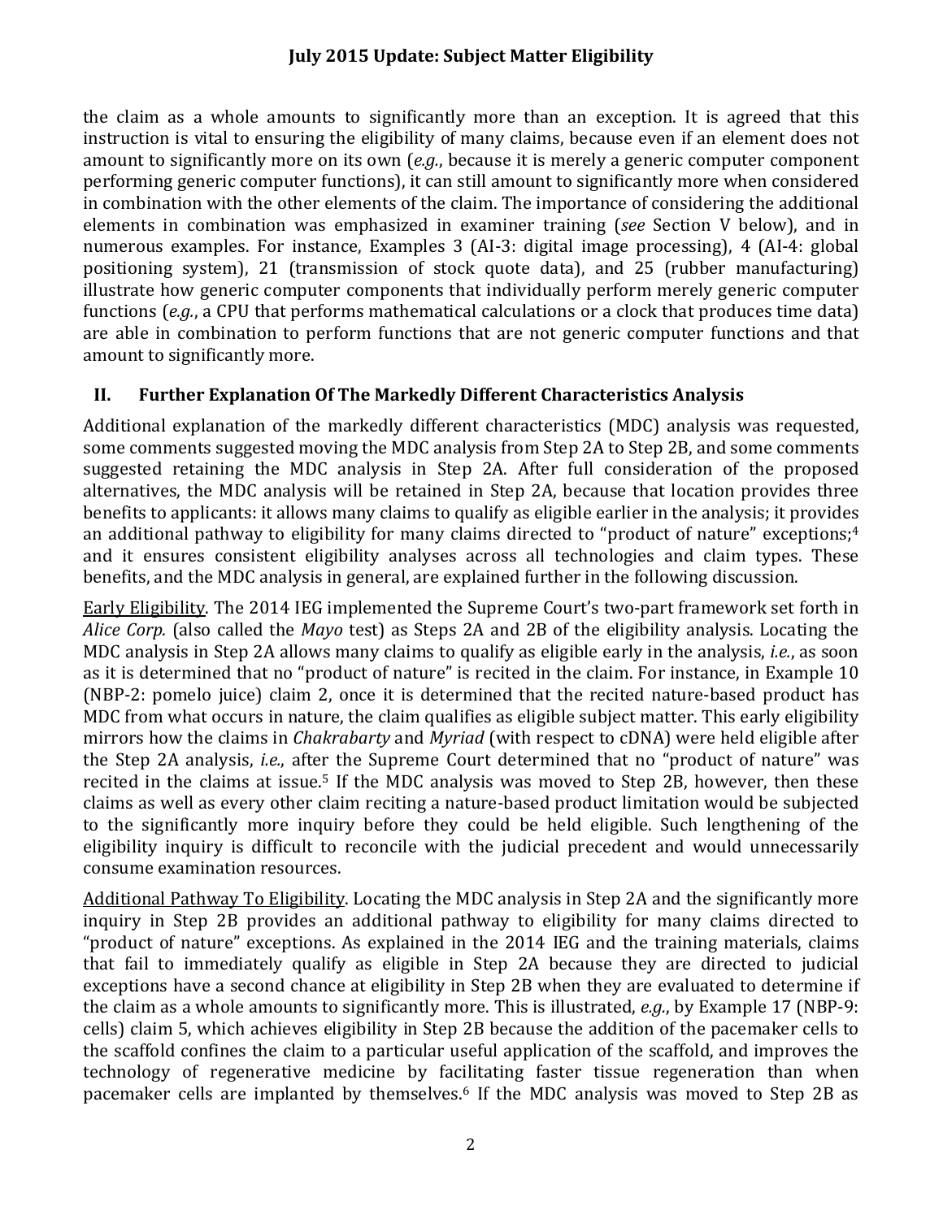the claim as a whole amounts to significantly more than an exception. It is agreed that this instruction is vital to ensuring the eligibility of many claims, because even if an element does not amount to significantly more on its own (*e.g.*, because it is merely a generic computer component performing generic computer functions), it can still amount to significantly more when considered in combination with the other elements of the claim. The importance of considering the additional elements in combination was emphasized in examiner training (*see* Section V below), and in numerous examples. For instance, Examples 3 (AI-3: digital image processing), 4 (AI-4: global positioning system), 21 (transmission of stock quote data), and 25 (rubber manufacturing) illustrate how generic computer components that individually perform merely generic computer functions (*e.g.*, a CPU that performs mathematical calculations or a clock that produces time data) are able in combination to perform functions that are not generic computer functions and that amount to significantly more.

## II. Further Explanation Of The Markedly Different Characteristics Analysis

Additional explanation of the markedly different characteristics (MDC) analysis was requested, some comments suggested moving the MDC analysis from Step 2A to Step 2B, and some comments suggested retaining the MDC analysis in Step 2A. After full consideration of the proposed alternatives, the MDC analysis will be retained in Step 2A, because that location provides three benefits to applicants: it allows many claims to qualify as eligible earlier in the analysis; it provides an additional pathway to eligibility for many claims directed to "product of nature" exceptions;[4] and it ensures consistent eligibility analyses across all technologies and claim types. These benefits, and the MDC analysis in general, are explained further in the following discussion.

Early Eligibility. The 2014 IEG implemented the Supreme Court's two-part framework set forth in *Alice Corp.* (also called the *Mayo* test) as Steps 2A and 2B of the eligibility analysis. Locating the MDC analysis in Step 2A allows many claims to qualify as eligible early in the analysis, *i.e.*, as soon as it is determined that no "product of nature" is recited in the claim. For instance, in Example 10 (NBP-2: pomelo juice) claim 2, once it is determined that the recited nature-based product has MDC from what occurs in nature, the claim qualifies as eligible subject matter. This early eligibility mirrors how the claims in *Chakrabarty* and *Myriad* (with respect to cDNA) were held eligible after the Step 2A analysis, *i.e.*, after the Supreme Court determined that no "product of nature" was recited in the claims at issue.[5] If the MDC analysis was moved to Step 2B, however, then these claims as well as every other claim reciting a nature-based product limitation would be subjected to the significantly more inquiry before they could be held eligible. Such lengthening of the eligibility inquiry is difficult to reconcile with the judicial precedent and would unnecessarily consume examination resources.

Additional Pathway To Eligibility. Locating the MDC analysis in Step 2A and the significantly more inquiry in Step 2B provides an additional pathway to eligibility for many claims directed to "product of nature" exceptions. As explained in the 2014 IEG and the training materials, claims that fail to immediately qualify as eligible in Step 2A because they are directed to judicial exceptions have a second chance at eligibility in Step 2B when they are evaluated to determine if the claim as a whole amounts to significantly more. This is illustrated, *e.g.*, by Example 17 (NBP-9: cells) claim 5, which achieves eligibility in Step 2B because the addition of the pacemaker cells to the scaffold confines the claim to a particular useful application of the scaffold, and improves the technology of regenerative medicine by facilitating faster tissue regeneration than when pacemaker cells are implanted by themselves.[6] If the MDC analysis was moved to Step 2B as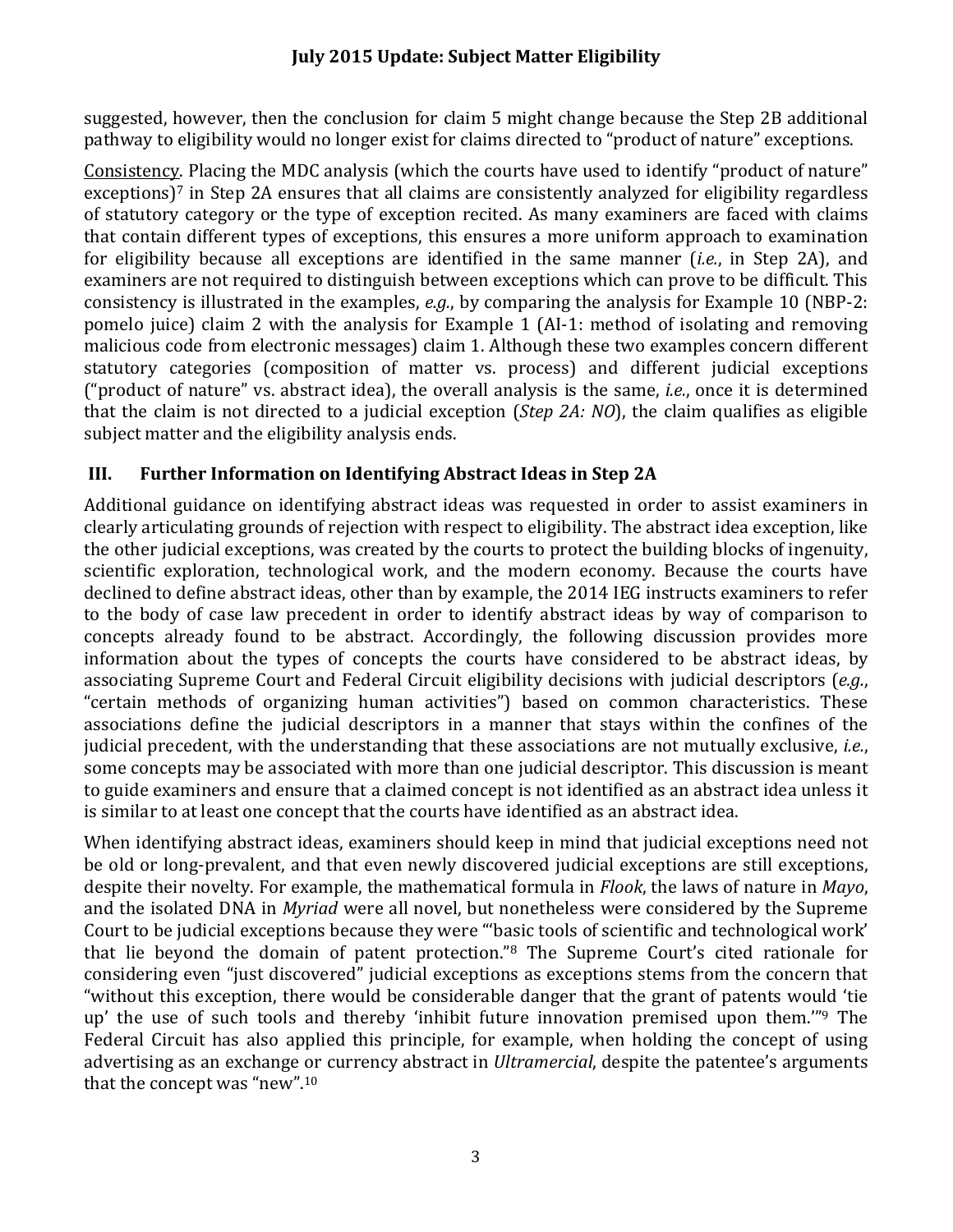suggested, however, then the conclusion for claim 5 might change because the Step 2B additional pathway to eligibility would no longer exist for claims directed to "product of nature" exceptions.

Consistency. Placing the MDC analysis (which the courts have used to identify "product of nature" exceptions)[7] in Step 2A ensures that all claims are consistently analyzed for eligibility regardless of statutory category or the type of exception recited. As many examiners are faced with claims that contain different types of exceptions, this ensures a more uniform approach to examination for eligibility because all exceptions are identified in the same manner (*i.e.*, in Step 2A), and examiners are not required to distinguish between exceptions which can prove to be difficult. This consistency is illustrated in the examples, *e.g.*, by comparing the analysis for Example 10 (NBP-2: pomelo juice) claim 2 with the analysis for Example 1 (AI-1: method of isolating and removing malicious code from electronic messages) claim 1. Although these two examples concern different statutory categories (composition of matter vs. process) and different judicial exceptions ("product of nature" vs. abstract idea), the overall analysis is the same, *i.e.*, once it is determined that the claim is not directed to a judicial exception (*Step 2A: NO*), the claim qualifies as eligible subject matter and the eligibility analysis ends.

## III. Further Information on Identifying Abstract Ideas in Step 2A

Additional guidance on identifying abstract ideas was requested in order to assist examiners in clearly articulating grounds of rejection with respect to eligibility. The abstract idea exception, like the other judicial exceptions, was created by the courts to protect the building blocks of ingenuity, scientific exploration, technological work, and the modern economy. Because the courts have declined to define abstract ideas, other than by example, the 2014 IEG instructs examiners to refer to the body of case law precedent in order to identify abstract ideas by way of comparison to concepts already found to be abstract. Accordingly, the following discussion provides more information about the types of concepts the courts have considered to be abstract ideas, by associating Supreme Court and Federal Circuit eligibility decisions with judicial descriptors (*e.g.*, "certain methods of organizing human activities") based on common characteristics. These associations define the judicial descriptors in a manner that stays within the confines of the judicial precedent, with the understanding that these associations are not mutually exclusive, *i.e.*, some concepts may be associated with more than one judicial descriptor. This discussion is meant to guide examiners and ensure that a claimed concept is not identified as an abstract idea unless it is similar to at least one concept that the courts have identified as an abstract idea.

When identifying abstract ideas, examiners should keep in mind that judicial exceptions need not be old or long-prevalent, and that even newly discovered judicial exceptions are still exceptions, despite their novelty. For example, the mathematical formula in *Flook*, the laws of nature in *Mayo*, and the isolated DNA in *Myriad* were all novel, but nonetheless were considered by the Supreme Court to be judicial exceptions because they were "'basic tools of scientific and technological work' that lie beyond the domain of patent protection."[8] The Supreme Court's cited rationale for considering even "just discovered" judicial exceptions as exceptions stems from the concern that "without this exception, there would be considerable danger that the grant of patents would 'tie up' the use of such tools and thereby 'inhibit future innovation premised upon them.'"[9] The Federal Circuit has also applied this principle, for example, when holding the concept of using advertising as an exchange or currency abstract in *Ultramercial*, despite the patentee's arguments that the concept was "new".[10]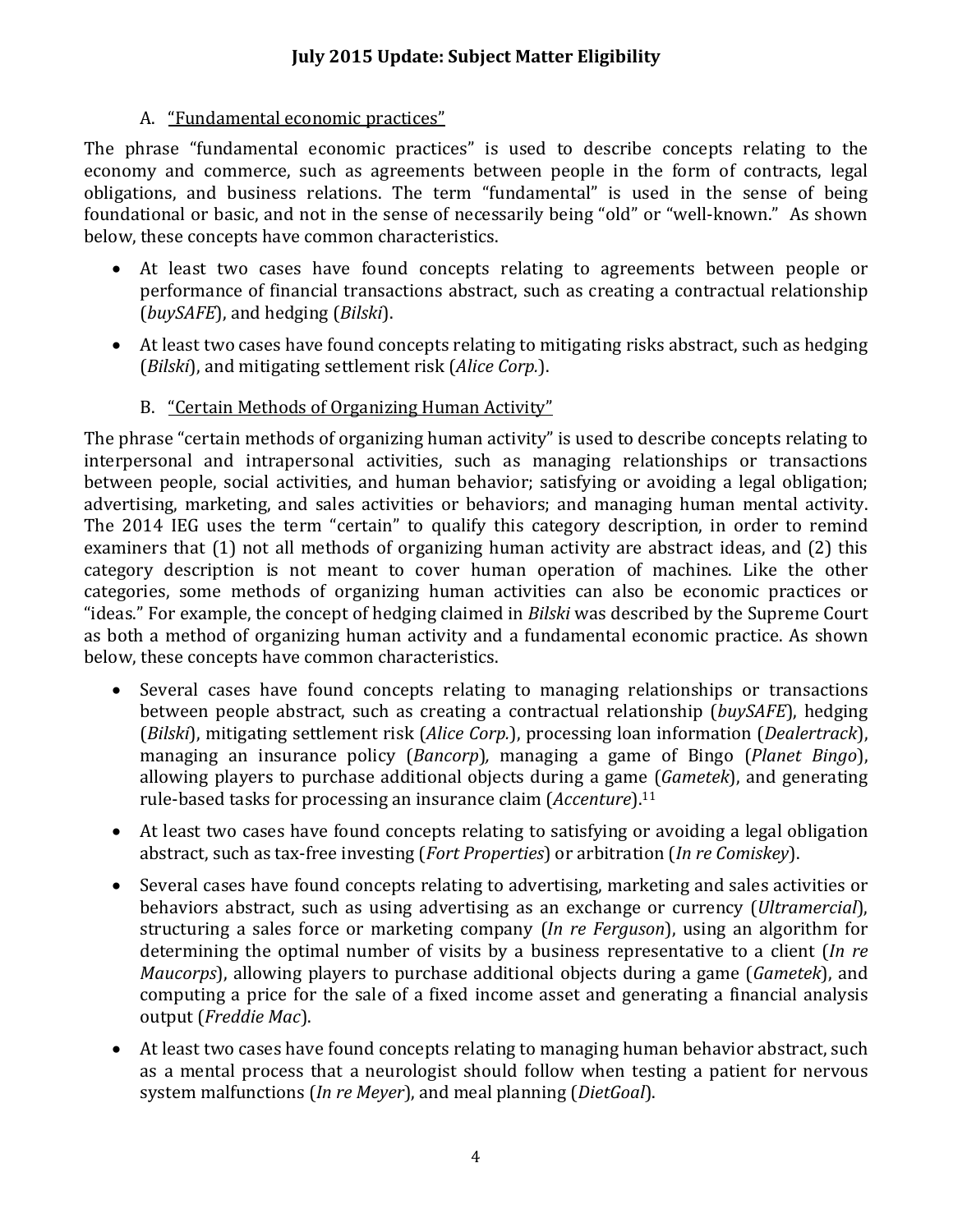### A. <u>"Fundamental economic practices"</u>

The phrase "fundamental economic practices" is used to describe concepts relating to the economy and commerce, such as agreements between people in the form of contracts, legal obligations, and business relations. The term "fundamental" is used in the sense of being foundational or basic, and not in the sense of necessarily being "old" or "well-known." As shown below, these concepts have common characteristics.

- At least two cases have found concepts relating to agreements between people or performance of financial transactions abstract, such as creating a contractual relationship (*buySAFE*), and hedging (*Bilski*).
- At least two cases have found concepts relating to mitigating risks abstract, such as hedging (*Bilski*), and mitigating settlement risk (*Alice Corp.*).

### B. <u>"Certain Methods of Organizing Human Activity"</u>

The phrase "certain methods of organizing human activity" is used to describe concepts relating to interpersonal and intrapersonal activities, such as managing relationships or transactions between people, social activities, and human behavior; satisfying or avoiding a legal obligation; advertising, marketing, and sales activities or behaviors; and managing human mental activity. The 2014 IEG uses the term "certain" to qualify this category description, in order to remind examiners that (1) not all methods of organizing human activity are abstract ideas, and (2) this category description is not meant to cover human operation of machines. Like the other categories, some methods of organizing human activities can also be economic practices or "ideas." For example, the concept of hedging claimed in *Bilski* was described by the Supreme Court as both a method of organizing human activity and a fundamental economic practice. As shown below, these concepts have common characteristics.

- Several cases have found concepts relating to managing relationships or transactions between people abstract, such as creating a contractual relationship (*buySAFE*), hedging (*Bilski*), mitigating settlement risk (*Alice Corp.*), processing loan information (*Dealertrack*), managing an insurance policy (*Bancorp*), managing a game of Bingo (*Planet Bingo*), allowing players to purchase additional objects during a game (*Gametek*), and generating rule-based tasks for processing an insurance claim (*Accenture*).[11]
- At least two cases have found concepts relating to satisfying or avoiding a legal obligation abstract, such as tax-free investing (*Fort Properties*) or arbitration (*In re Comiskey*).
- Several cases have found concepts relating to advertising, marketing and sales activities or behaviors abstract, such as using advertising as an exchange or currency (*Ultramercial*), structuring a sales force or marketing company (*In re Ferguson*), using an algorithm for determining the optimal number of visits by a business representative to a client (*In re Maucorps*), allowing players to purchase additional objects during a game (*Gametek*), and computing a price for the sale of a fixed income asset and generating a financial analysis output (*Freddie Mac*).
- At least two cases have found concepts relating to managing human behavior abstract, such as a mental process that a neurologist should follow when testing a patient for nervous system malfunctions (*In re Meyer*), and meal planning (*DietGoal*).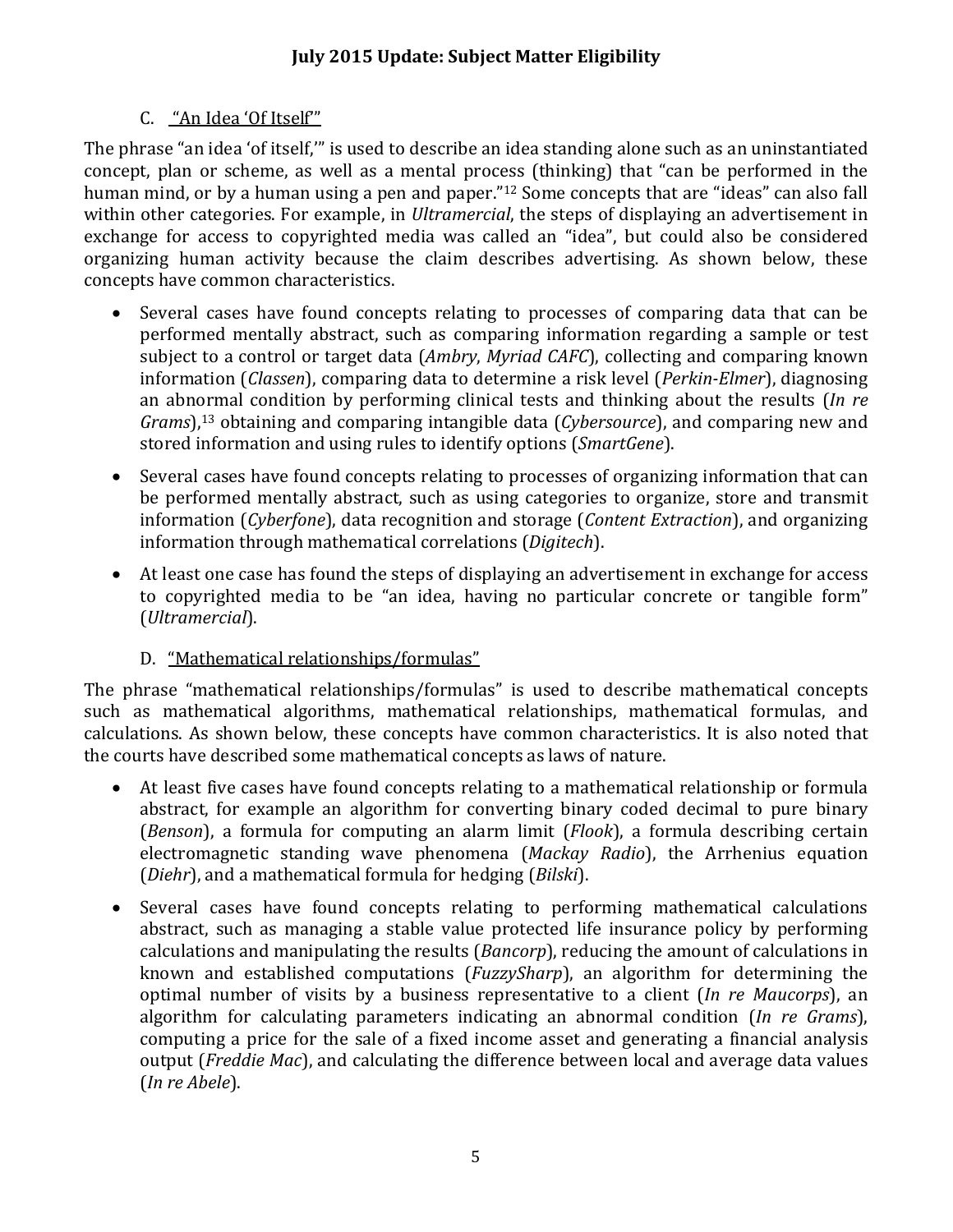### C. "An Idea 'Of Itself'"

The phrase "an idea 'of itself,'" is used to describe an idea standing alone such as an uninstantiated concept, plan or scheme, as well as a mental process (thinking) that "can be performed in the human mind, or by a human using a pen and paper."[12] Some concepts that are "ideas" can also fall within other categories. For example, in *Ultramercial*, the steps of displaying an advertisement in exchange for access to copyrighted media was called an "idea", but could also be considered organizing human activity because the claim describes advertising. As shown below, these concepts have common characteristics.

- Several cases have found concepts relating to processes of comparing data that can be performed mentally abstract, such as comparing information regarding a sample or test subject to a control or target data (*Ambry*, *Myriad CAFC*), collecting and comparing known information (*Classen*), comparing data to determine a risk level (*Perkin-Elmer*), diagnosing an abnormal condition by performing clinical tests and thinking about the results (*In re Grams*),[13] obtaining and comparing intangible data (*Cybersource*), and comparing new and stored information and using rules to identify options (*SmartGene*).
- Several cases have found concepts relating to processes of organizing information that can be performed mentally abstract, such as using categories to organize, store and transmit information (*Cyberfone*), data recognition and storage (*Content Extraction*), and organizing information through mathematical correlations (*Digitech*).
- At least one case has found the steps of displaying an advertisement in exchange for access to copyrighted media to be "an idea, having no particular concrete or tangible form" (*Ultramercial*).

### D. "Mathematical relationships/formulas"

The phrase "mathematical relationships/formulas" is used to describe mathematical concepts such as mathematical algorithms, mathematical relationships, mathematical formulas, and calculations. As shown below, these concepts have common characteristics. It is also noted that the courts have described some mathematical concepts as laws of nature.

- At least five cases have found concepts relating to a mathematical relationship or formula abstract, for example an algorithm for converting binary coded decimal to pure binary (*Benson*), a formula for computing an alarm limit (*Flook*), a formula describing certain electromagnetic standing wave phenomena (*Mackay Radio*), the Arrhenius equation (*Diehr*), and a mathematical formula for hedging (*Bilski*).
- Several cases have found concepts relating to performing mathematical calculations abstract, such as managing a stable value protected life insurance policy by performing calculations and manipulating the results (*Bancorp*), reducing the amount of calculations in known and established computations (*FuzzySharp*), an algorithm for determining the optimal number of visits by a business representative to a client (*In re Maucorps*), an algorithm for calculating parameters indicating an abnormal condition (*In re Grams*), computing a price for the sale of a fixed income asset and generating a financial analysis output (*Freddie Mac*), and calculating the difference between local and average data values (*In re Abele*).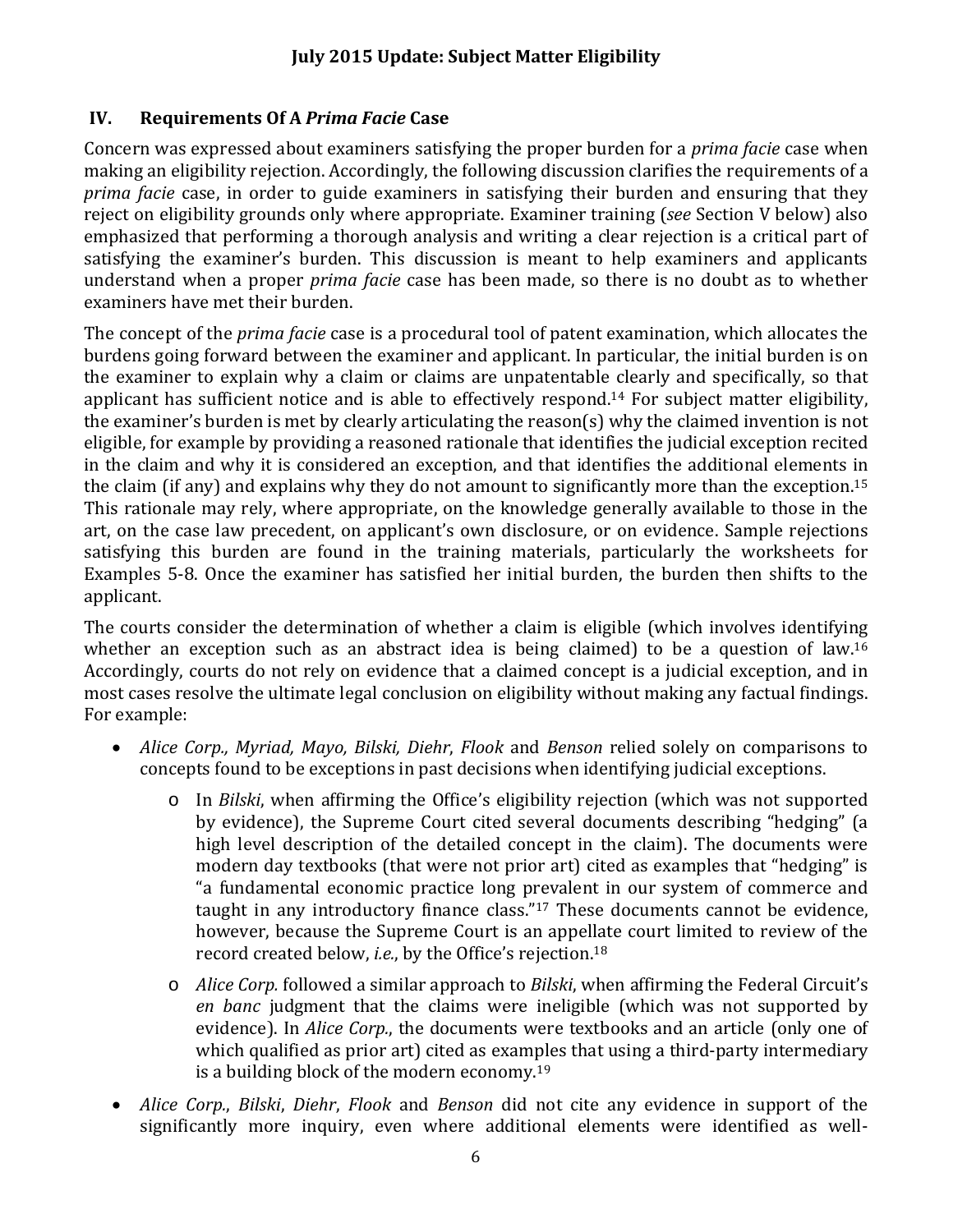## IV. Requirements Of A *Prima Facie* Case

Concern was expressed about examiners satisfying the proper burden for a *prima facie* case when making an eligibility rejection. Accordingly, the following discussion clarifies the requirements of a *prima facie* case, in order to guide examiners in satisfying their burden and ensuring that they reject on eligibility grounds only where appropriate. Examiner training (*see* Section V below) also emphasized that performing a thorough analysis and writing a clear rejection is a critical part of satisfying the examiner's burden. This discussion is meant to help examiners and applicants understand when a proper *prima facie* case has been made, so there is no doubt as to whether examiners have met their burden.

The concept of the *prima facie* case is a procedural tool of patent examination, which allocates the burdens going forward between the examiner and applicant. In particular, the initial burden is on the examiner to explain why a claim or claims are unpatentable clearly and specifically, so that applicant has sufficient notice and is able to effectively respond.[14] For subject matter eligibility, the examiner's burden is met by clearly articulating the reason(s) why the claimed invention is not eligible, for example by providing a reasoned rationale that identifies the judicial exception recited in the claim and why it is considered an exception, and that identifies the additional elements in the claim (if any) and explains why they do not amount to significantly more than the exception.[15] This rationale may rely, where appropriate, on the knowledge generally available to those in the art, on the case law precedent, on applicant's own disclosure, or on evidence. Sample rejections satisfying this burden are found in the training materials, particularly the worksheets for Examples 5-8. Once the examiner has satisfied her initial burden, the burden then shifts to the applicant.

The courts consider the determination of whether a claim is eligible (which involves identifying whether an exception such as an abstract idea is being claimed) to be a question of law.[16] Accordingly, courts do not rely on evidence that a claimed concept is a judicial exception, and in most cases resolve the ultimate legal conclusion on eligibility without making any factual findings. For example:

- *Alice Corp., Myriad, Mayo, Bilski, Diehr*, *Flook* and *Benson* relied solely on comparisons to concepts found to be exceptions in past decisions when identifying judicial exceptions.
  - In *Bilski*, when affirming the Office's eligibility rejection (which was not supported by evidence), the Supreme Court cited several documents describing "hedging" (a high level description of the detailed concept in the claim). The documents were modern day textbooks (that were not prior art) cited as examples that "hedging" is "a fundamental economic practice long prevalent in our system of commerce and taught in any introductory finance class."[17] These documents cannot be evidence, however, because the Supreme Court is an appellate court limited to review of the record created below, *i.e.*, by the Office's rejection.[18]
  - *Alice Corp.* followed a similar approach to *Bilski*, when affirming the Federal Circuit's *en banc* judgment that the claims were ineligible (which was not supported by evidence). In *Alice Corp.*, the documents were textbooks and an article (only one of which qualified as prior art) cited as examples that using a third-party intermediary is a building block of the modern economy.[19]
- *Alice Corp.*, *Bilski*, *Diehr*, *Flook* and *Benson* did not cite any evidence in support of the significantly more inquiry, even where additional elements were identified as well-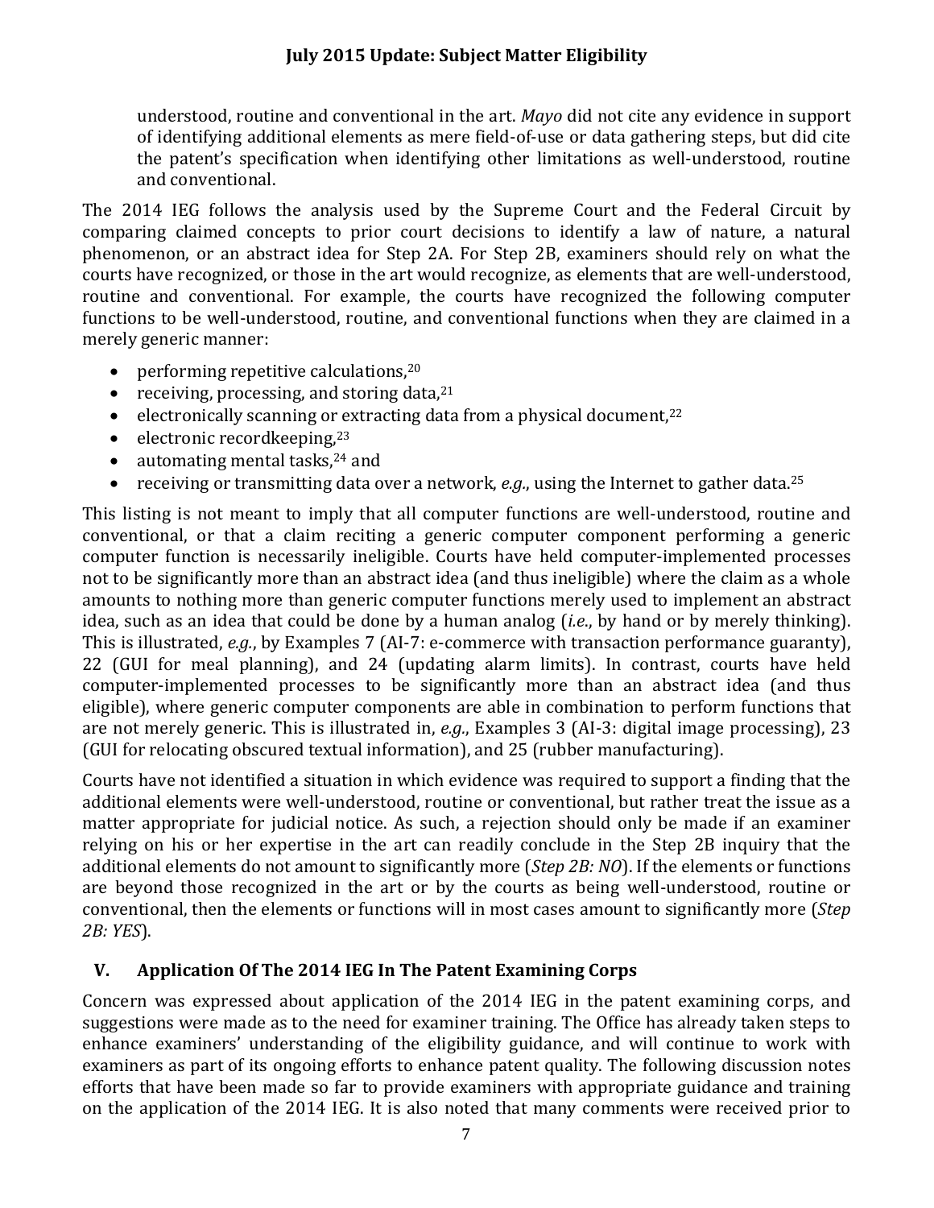understood, routine and conventional in the art. *Mayo* did not cite any evidence in support of identifying additional elements as mere field-of-use or data gathering steps, but did cite the patent's specification when identifying other limitations as well-understood, routine and conventional.

The 2014 IEG follows the analysis used by the Supreme Court and the Federal Circuit by comparing claimed concepts to prior court decisions to identify a law of nature, a natural phenomenon, or an abstract idea for Step 2A. For Step 2B, examiners should rely on what the courts have recognized, or those in the art would recognize, as elements that are well-understood, routine and conventional. For example, the courts have recognized the following computer functions to be well-understood, routine, and conventional functions when they are claimed in a merely generic manner:

- performing repetitive calculations,[20]
- receiving, processing, and storing data,[21]
- electronically scanning or extracting data from a physical document,[22]
- electronic recordkeeping,[23]
- automating mental tasks,[24] and
- receiving or transmitting data over a network, *e.g.*, using the Internet to gather data.[25]

This listing is not meant to imply that all computer functions are well-understood, routine and conventional, or that a claim reciting a generic computer component performing a generic computer function is necessarily ineligible. Courts have held computer-implemented processes not to be significantly more than an abstract idea (and thus ineligible) where the claim as a whole amounts to nothing more than generic computer functions merely used to implement an abstract idea, such as an idea that could be done by a human analog (*i.e.*, by hand or by merely thinking). This is illustrated, *e.g.*, by Examples 7 (AI-7: e-commerce with transaction performance guaranty), 22 (GUI for meal planning), and 24 (updating alarm limits). In contrast, courts have held computer-implemented processes to be significantly more than an abstract idea (and thus eligible), where generic computer components are able in combination to perform functions that are not merely generic. This is illustrated in, *e.g.*, Examples 3 (AI-3: digital image processing), 23 (GUI for relocating obscured textual information), and 25 (rubber manufacturing).

Courts have not identified a situation in which evidence was required to support a finding that the additional elements were well-understood, routine or conventional, but rather treat the issue as a matter appropriate for judicial notice. As such, a rejection should only be made if an examiner relying on his or her expertise in the art can readily conclude in the Step 2B inquiry that the additional elements do not amount to significantly more (*Step 2B: NO*). If the elements or functions are beyond those recognized in the art or by the courts as being well-understood, routine or conventional, then the elements or functions will in most cases amount to significantly more (*Step 2B: YES*).

## V. Application Of The 2014 IEG In The Patent Examining Corps

Concern was expressed about application of the 2014 IEG in the patent examining corps, and suggestions were made as to the need for examiner training. The Office has already taken steps to enhance examiners' understanding of the eligibility guidance, and will continue to work with examiners as part of its ongoing efforts to enhance patent quality. The following discussion notes efforts that have been made so far to provide examiners with appropriate guidance and training on the application of the 2014 IEG. It is also noted that many comments were received prior to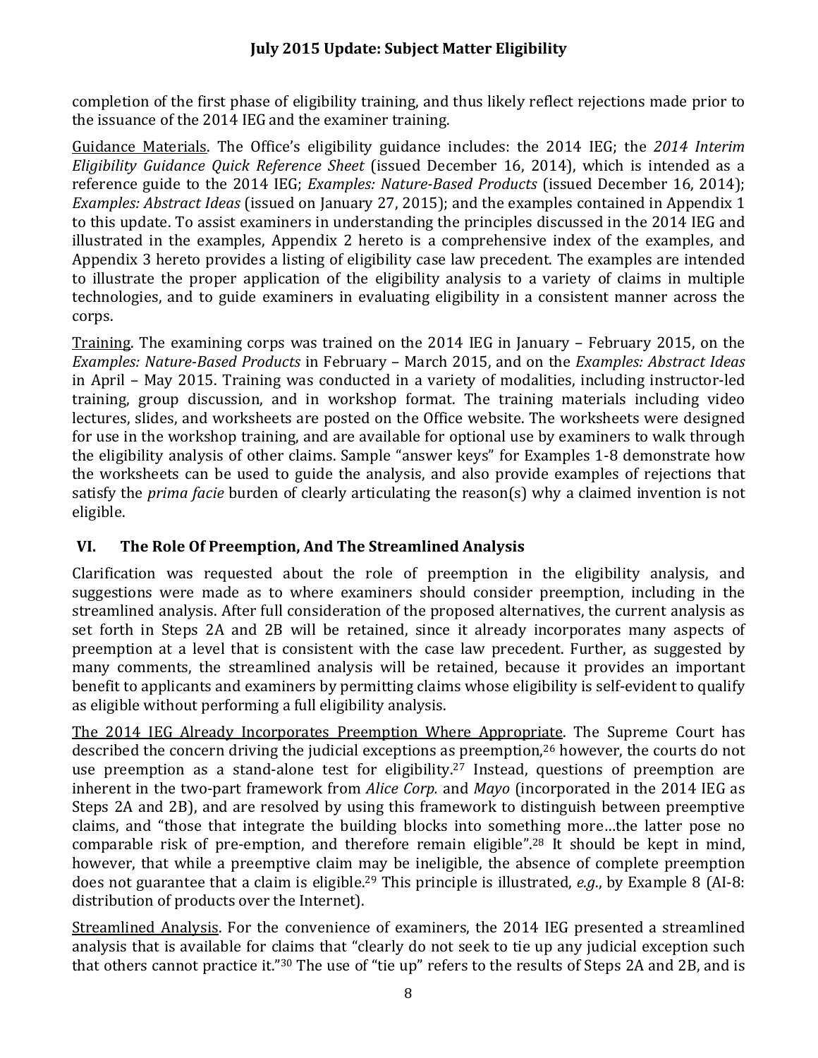completion of the first phase of eligibility training, and thus likely reflect rejections made prior to the issuance of the 2014 IEG and the examiner training.

Guidance Materials. The Office's eligibility guidance includes: the 2014 IEG; the *2014 Interim Eligibility Guidance Quick Reference Sheet* (issued December 16, 2014), which is intended as a reference guide to the 2014 IEG; *Examples: Nature-Based Products* (issued December 16, 2014); *Examples: Abstract Ideas* (issued on January 27, 2015); and the examples contained in Appendix 1 to this update. To assist examiners in understanding the principles discussed in the 2014 IEG and illustrated in the examples, Appendix 2 hereto is a comprehensive index of the examples, and Appendix 3 hereto provides a listing of eligibility case law precedent. The examples are intended to illustrate the proper application of the eligibility analysis to a variety of claims in multiple technologies, and to guide examiners in evaluating eligibility in a consistent manner across the corps.

Training. The examining corps was trained on the 2014 IEG in January – February 2015, on the *Examples: Nature-Based Products* in February – March 2015, and on the *Examples: Abstract Ideas* in April – May 2015. Training was conducted in a variety of modalities, including instructor-led training, group discussion, and in workshop format. The training materials including video lectures, slides, and worksheets are posted on the Office website. The worksheets were designed for use in the workshop training, and are available for optional use by examiners to walk through the eligibility analysis of other claims. Sample "answer keys" for Examples 1-8 demonstrate how the worksheets can be used to guide the analysis, and also provide examples of rejections that satisfy the *prima facie* burden of clearly articulating the reason(s) why a claimed invention is not eligible.

## VI. The Role Of Preemption, And The Streamlined Analysis

Clarification was requested about the role of preemption in the eligibility analysis, and suggestions were made as to where examiners should consider preemption, including in the streamlined analysis. After full consideration of the proposed alternatives, the current analysis as set forth in Steps 2A and 2B will be retained, since it already incorporates many aspects of preemption at a level that is consistent with the case law precedent. Further, as suggested by many comments, the streamlined analysis will be retained, because it provides an important benefit to applicants and examiners by permitting claims whose eligibility is self-evident to qualify as eligible without performing a full eligibility analysis.

The 2014 IEG Already Incorporates Preemption Where Appropriate. The Supreme Court has described the concern driving the judicial exceptions as preemption,[26] however, the courts do not use preemption as a stand-alone test for eligibility.[27] Instead, questions of preemption are inherent in the two-part framework from *Alice Corp.* and *Mayo* (incorporated in the 2014 IEG as Steps 2A and 2B), and are resolved by using this framework to distinguish between preemptive claims, and "those that integrate the building blocks into something more…the latter pose no comparable risk of pre-emption, and therefore remain eligible".[28] It should be kept in mind, however, that while a preemptive claim may be ineligible, the absence of complete preemption does not guarantee that a claim is eligible.[29] This principle is illustrated, *e.g.*, by Example 8 (AI-8: distribution of products over the Internet).

Streamlined Analysis. For the convenience of examiners, the 2014 IEG presented a streamlined analysis that is available for claims that "clearly do not seek to tie up any judicial exception such that others cannot practice it."[30] The use of "tie up" refers to the results of Steps 2A and 2B, and is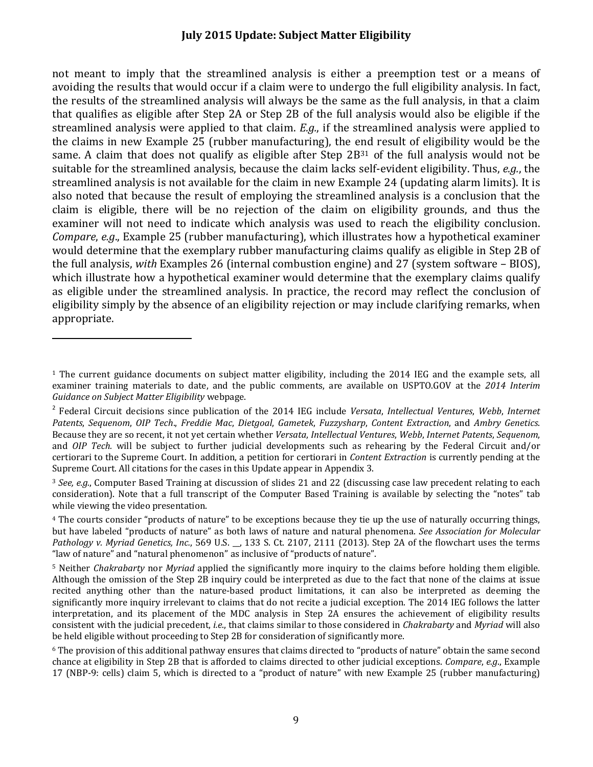not meant to imply that the streamlined analysis is either a preemption test or a means of avoiding the results that would occur if a claim were to undergo the full eligibility analysis. In fact, the results of the streamlined analysis will always be the same as the full analysis, in that a claim that qualifies as eligible after Step 2A or Step 2B of the full analysis would also be eligible if the streamlined analysis were applied to that claim. *E.g.*, if the streamlined analysis were applied to the claims in new Example 25 (rubber manufacturing), the end result of eligibility would be the same. A claim that does not qualify as eligible after Step 2B[31] of the full analysis would not be suitable for the streamlined analysis, because the claim lacks self-evident eligibility. Thus, *e.g.*, the streamlined analysis is not available for the claim in new Example 24 (updating alarm limits). It is also noted that because the result of employing the streamlined analysis is a conclusion that the claim is eligible, there will be no rejection of the claim on eligibility grounds, and thus the examiner will not need to indicate which analysis was used to reach the eligibility conclusion. *Compare*, *e.g*., Example 25 (rubber manufacturing), which illustrates how a hypothetical examiner would determine that the exemplary rubber manufacturing claims qualify as eligible in Step 2B of the full analysis, *with* Examples 26 (internal combustion engine) and 27 (system software – BIOS), which illustrate how a hypothetical examiner would determine that the exemplary claims qualify as eligible under the streamlined analysis. In practice, the record may reflect the conclusion of eligibility simply by the absence of an eligibility rejection or may include clarifying remarks, when appropriate.

---

[1] The current guidance documents on subject matter eligibility, including the 2014 IEG and the example sets, all examiner training materials to date, and the public comments, are available on USPTO.GOV at the *2014 Interim Guidance on Subject Matter Eligibility* webpage.

[2] Federal Circuit decisions since publication of the 2014 IEG include *Versata*, *Intellectual Ventures*, *Webb*, *Internet Patents*, *Sequenom*, *OIP Tech*., *Freddie Mac*, *Dietgoal*, *Gametek*, *Fuzzysharp*, *Content Extraction*, and *Ambry Genetics*. Because they are so recent, it not yet certain whether *Versata*, *Intellectual Ventures*, *Webb*, *Internet Patents*, *Sequenom*, and *OIP Tech.* will be subject to further judicial developments such as rehearing by the Federal Circuit and/or certiorari to the Supreme Court. In addition, a petition for certiorari in *Content Extraction* is currently pending at the Supreme Court. All citations for the cases in this Update appear in Appendix 3.

[3] *See, e.g.*, Computer Based Training at discussion of slides 21 and 22 (discussing case law precedent relating to each consideration). Note that a full transcript of the Computer Based Training is available by selecting the "notes" tab while viewing the video presentation.

[4] The courts consider "products of nature" to be exceptions because they tie up the use of naturally occurring things, but have labeled "products of nature" as both laws of nature and natural phenomena. *See Association for Molecular Pathology v. Myriad Genetics, Inc.*, 569 U.S. __, 133 S. Ct. 2107, 2111 (2013). Step 2A of the flowchart uses the terms "law of nature" and "natural phenomenon" as inclusive of "products of nature".

[5] Neither *Chakrabarty* nor *Myriad* applied the significantly more inquiry to the claims before holding them eligible. Although the omission of the Step 2B inquiry could be interpreted as due to the fact that none of the claims at issue recited anything other than the nature-based product limitations, it can also be interpreted as deeming the significantly more inquiry irrelevant to claims that do not recite a judicial exception. The 2014 IEG follows the latter interpretation, and its placement of the MDC analysis in Step 2A ensures the achievement of eligibility results consistent with the judicial precedent, *i.e.*, that claims similar to those considered in *Chakrabarty* and *Myriad* will also be held eligible without proceeding to Step 2B for consideration of significantly more.

[6] The provision of this additional pathway ensures that claims directed to "products of nature" obtain the same second chance at eligibility in Step 2B that is afforded to claims directed to other judicial exceptions. *Compare*, *e.g*., Example 17 (NBP-9: cells) claim 5, which is directed to a "product of nature" with new Example 25 (rubber manufacturing)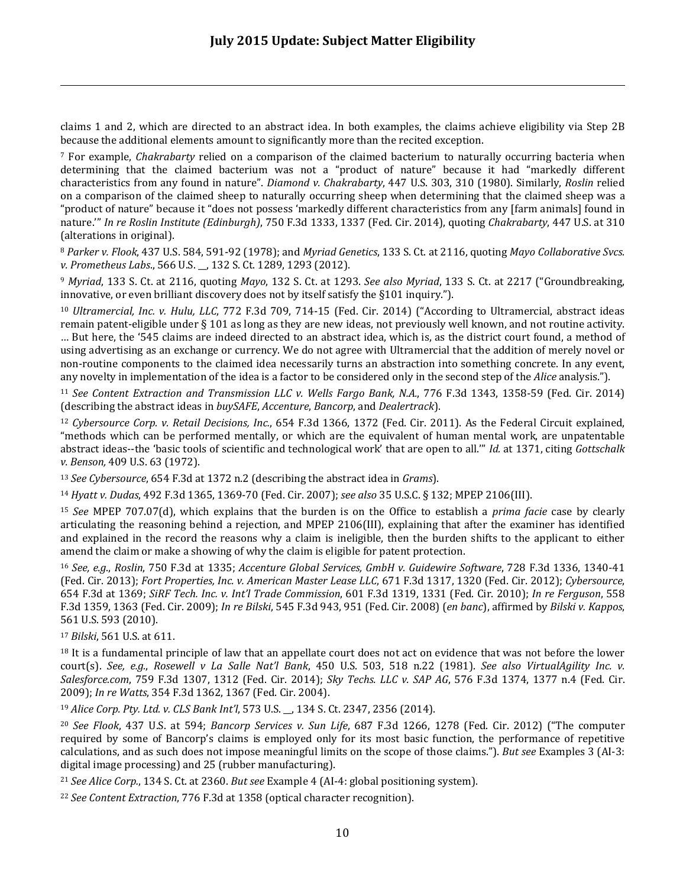claims 1 and 2, which are directed to an abstract idea. In both examples, the claims achieve eligibility via Step 2B because the additional elements amount to significantly more than the recited exception.

[7] For example, *Chakrabarty* relied on a comparison of the claimed bacterium to naturally occurring bacteria when determining that the claimed bacterium was not a "product of nature" because it had "markedly different characteristics from any found in nature". *Diamond v. Chakrabarty*, 447 U.S. 303, 310 (1980). Similarly, *Roslin* relied on a comparison of the claimed sheep to naturally occurring sheep when determining that the claimed sheep was a "product of nature" because it "does not possess 'markedly different characteristics from any [farm animals] found in nature.'" *In re Roslin Institute (Edinburgh)*, 750 F.3d 1333, 1337 (Fed. Cir. 2014), quoting *Chakrabarty*, 447 U.S. at 310 (alterations in original).

[8] *Parker v. Flook*, 437 U.S. 584, 591-92 (1978); and *Myriad Genetics*, 133 S. Ct. at 2116, quoting *Mayo Collaborative Svcs. v. Prometheus Labs*., 566 U.S. __, 132 S. Ct. 1289, 1293 (2012).

[9] *Myriad*, 133 S. Ct. at 2116, quoting *Mayo*, 132 S. Ct. at 1293. *See also Myriad*, 133 S. Ct. at 2217 ("Groundbreaking, innovative, or even brilliant discovery does not by itself satisfy the §101 inquiry.").

[10] *Ultramercial, Inc. v. Hulu, LLC*, 772 F.3d 709, 714-15 (Fed. Cir. 2014) ("According to Ultramercial, abstract ideas remain patent-eligible under § 101 as long as they are new ideas, not previously well known, and not routine activity. … But here, the '545 claims are indeed directed to an abstract idea, which is, as the district court found, a method of using advertising as an exchange or currency. We do not agree with Ultramercial that the addition of merely novel or non-routine components to the claimed idea necessarily turns an abstraction into something concrete. In any event, any novelty in implementation of the idea is a factor to be considered only in the second step of the *Alice* analysis.").

[11] *See Content Extraction and Transmission LLC v. Wells Fargo Bank, N.A.*, 776 F.3d 1343, 1358-59 (Fed. Cir. 2014) (describing the abstract ideas in *buySAFE*, *Accenture*, *Bancorp*, and *Dealertrack*).

[12] *Cybersource Corp. v. Retail Decisions, Inc.*, 654 F.3d 1366, 1372 (Fed. Cir. 2011). As the Federal Circuit explained, "methods which can be performed mentally, or which are the equivalent of human mental work, are unpatentable abstract ideas--the 'basic tools of scientific and technological work' that are open to all.'" *Id.* at 1371, citing *Gottschalk v. Benson,* 409 U.S. 63 (1972).

[13] *See Cybersource*, 654 F.3d at 1372 n.2 (describing the abstract idea in *Grams*).

[14] *Hyatt v. Dudas*, 492 F.3d 1365, 1369-70 (Fed. Cir. 2007); *see also* 35 U.S.C. § 132; MPEP 2106(III).

[15] *See* MPEP 707.07(d), which explains that the burden is on the Office to establish a *prima facie* case by clearly articulating the reasoning behind a rejection, and MPEP 2106(III), explaining that after the examiner has identified and explained in the record the reasons why a claim is ineligible, then the burden shifts to the applicant to either amend the claim or make a showing of why the claim is eligible for patent protection.

[16] *See, e.g., Roslin*, 750 F.3d at 1335; *Accenture Global Services, GmbH v. Guidewire Software*, 728 F.3d 1336, 1340-41 (Fed. Cir. 2013); *Fort Properties, Inc. v. American Master Lease LLC*, 671 F.3d 1317, 1320 (Fed. Cir. 2012); *Cybersource*, 654 F.3d at 1369; *SiRF Tech. Inc. v. Int'l Trade Commission*, 601 F.3d 1319, 1331 (Fed. Cir. 2010); *In re Ferguson*, 558 F.3d 1359, 1363 (Fed. Cir. 2009); *In re Bilski*, 545 F.3d 943, 951 (Fed. Cir. 2008) (*en banc*), affirmed by *Bilski v. Kappos*, 561 U.S. 593 (2010).

[17] *Bilski*, 561 U.S. at 611.

[18] It is a fundamental principle of law that an appellate court does not act on evidence that was not before the lower court(s). *See, e.g., Rosewell v La Salle Nat'l Bank*, 450 U.S. 503, 518 n.22 (1981). *See also VirtualAgility Inc. v. Salesforce.com*, 759 F.3d 1307, 1312 (Fed. Cir. 2014); *Sky Techs. LLC v. SAP AG*, 576 F.3d 1374, 1377 n.4 (Fed. Cir. 2009); *In re Watts*, 354 F.3d 1362, 1367 (Fed. Cir. 2004).

[19] *Alice Corp. Pty. Ltd. v. CLS Bank Int'l*, 573 U.S. __, 134 S. Ct. 2347, 2356 (2014).

[20] *See Flook*, 437 U.S. at 594; *Bancorp Services v. Sun Life*, 687 F.3d 1266, 1278 (Fed. Cir. 2012) ("The computer required by some of Bancorp's claims is employed only for its most basic function, the performance of repetitive calculations, and as such does not impose meaningful limits on the scope of those claims."). *But see* Examples 3 (AI-3: digital image processing) and 25 (rubber manufacturing).

[21] *See Alice Corp.*, 134 S. Ct. at 2360. *But see* Example 4 (AI-4: global positioning system).

[22] *See Content Extraction*, 776 F.3d at 1358 (optical character recognition).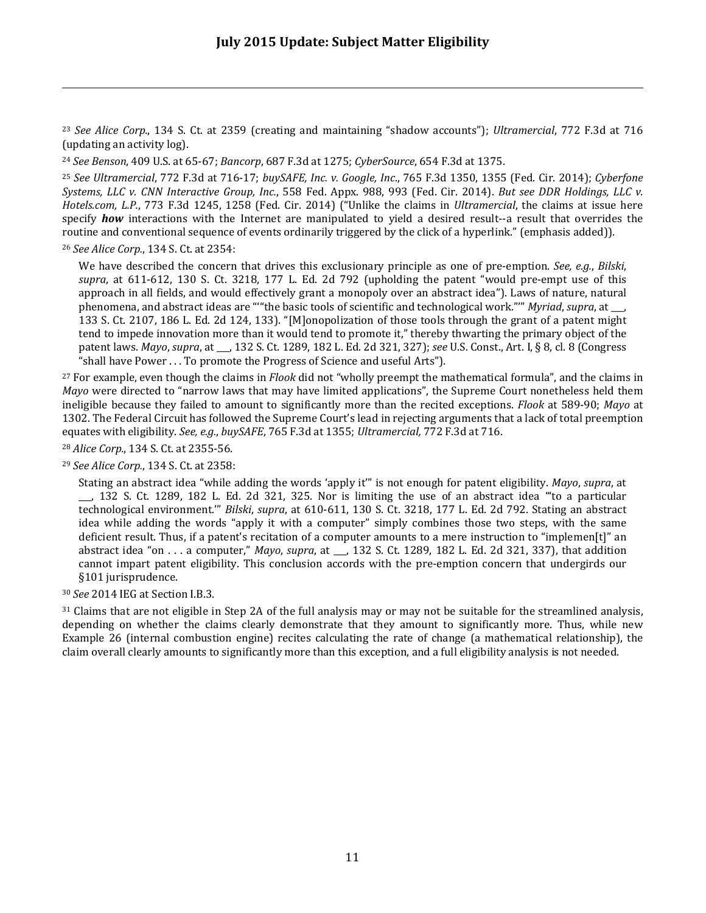[23] *See Alice Corp.*, 134 S. Ct. at 2359 (creating and maintaining "shadow accounts"); *Ultramercial*, 772 F.3d at 716 (updating an activity log).

[24] *See Benson*, 409 U.S. at 65-67; *Bancorp*, 687 F.3d at 1275; *CyberSource*, 654 F.3d at 1375.

[25] *See Ultramercial*, 772 F.3d at 716-17; *buySAFE, Inc. v. Google, Inc.*, 765 F.3d 1350, 1355 (Fed. Cir. 2014); *Cyberfone Systems, LLC v. CNN Interactive Group, Inc.*, 558 Fed. Appx. 988, 993 (Fed. Cir. 2014). *But see DDR Holdings, LLC v. Hotels.com, L.P.*, 773 F.3d 1245, 1258 (Fed. Cir. 2014) ("Unlike the claims in *Ultramercial*, the claims at issue here specify ***how*** interactions with the Internet are manipulated to yield a desired result--a result that overrides the routine and conventional sequence of events ordinarily triggered by the click of a hyperlink." (emphasis added)).

[26] *See Alice Corp.*, 134 S. Ct. at 2354:

> We have described the concern that drives this exclusionary principle as one of pre-emption. *See, e.g.*, *Bilski*, *supra*, at 611-612, 130 S. Ct. 3218, 177 L. Ed. 2d 792 (upholding the patent "would pre-empt use of this approach in all fields, and would effectively grant a monopoly over an abstract idea"). Laws of nature, natural phenomena, and abstract ideas are ""the basic tools of scientific and technological work."" *Myriad*, *supra*, at ___, 133 S. Ct. 2107, 186 L. Ed. 2d 124, 133). "[M]onopolization of those tools through the grant of a patent might tend to impede innovation more than it would tend to promote it," thereby thwarting the primary object of the patent laws. *Mayo*, *supra*, at ___, 132 S. Ct. 1289, 182 L. Ed. 2d 321, 327); *see* U.S. Const., Art. I, § 8, cl. 8 (Congress "shall have Power . . . To promote the Progress of Science and useful Arts").

[27] For example, even though the claims in *Flook* did not "wholly preempt the mathematical formula", and the claims in *Mayo* were directed to "narrow laws that may have limited applications", the Supreme Court nonetheless held them ineligible because they failed to amount to significantly more than the recited exceptions. *Flook* at 589-90; *Mayo* at 1302. The Federal Circuit has followed the Supreme Court's lead in rejecting arguments that a lack of total preemption equates with eligibility. *See, e.g.*, *buySAFE*, 765 F.3d at 1355; *Ultramercial,* 772 F.3d at 716.

[28] *Alice Corp.*, 134 S. Ct. at 2355-56.

[29] *See Alice Corp.*, 134 S. Ct. at 2358:

> Stating an abstract idea "while adding the words 'apply it'" is not enough for patent eligibility. *Mayo*, *supra*, at ___, 132 S. Ct. 1289, 182 L. Ed. 2d 321, 325. Nor is limiting the use of an abstract idea "'to a particular technological environment.'" *Bilski*, *supra*, at 610-611, 130 S. Ct. 3218, 177 L. Ed. 2d 792. Stating an abstract idea while adding the words "apply it with a computer" simply combines those two steps, with the same deficient result. Thus, if a patent's recitation of a computer amounts to a mere instruction to "implemen[t]" an abstract idea "on . . . a computer," *Mayo*, *supra*, at ___, 132 S. Ct. 1289, 182 L. Ed. 2d 321, 337), that addition cannot impart patent eligibility. This conclusion accords with the pre-emption concern that undergirds our §101 jurisprudence.

[30] *See* 2014 IEG at Section I.B.3.

[31] Claims that are not eligible in Step 2A of the full analysis may or may not be suitable for the streamlined analysis, depending on whether the claims clearly demonstrate that they amount to significantly more. Thus, while new Example 26 (internal combustion engine) recites calculating the rate of change (a mathematical relationship), the claim overall clearly amounts to significantly more than this exception, and a full eligibility analysis is not needed.